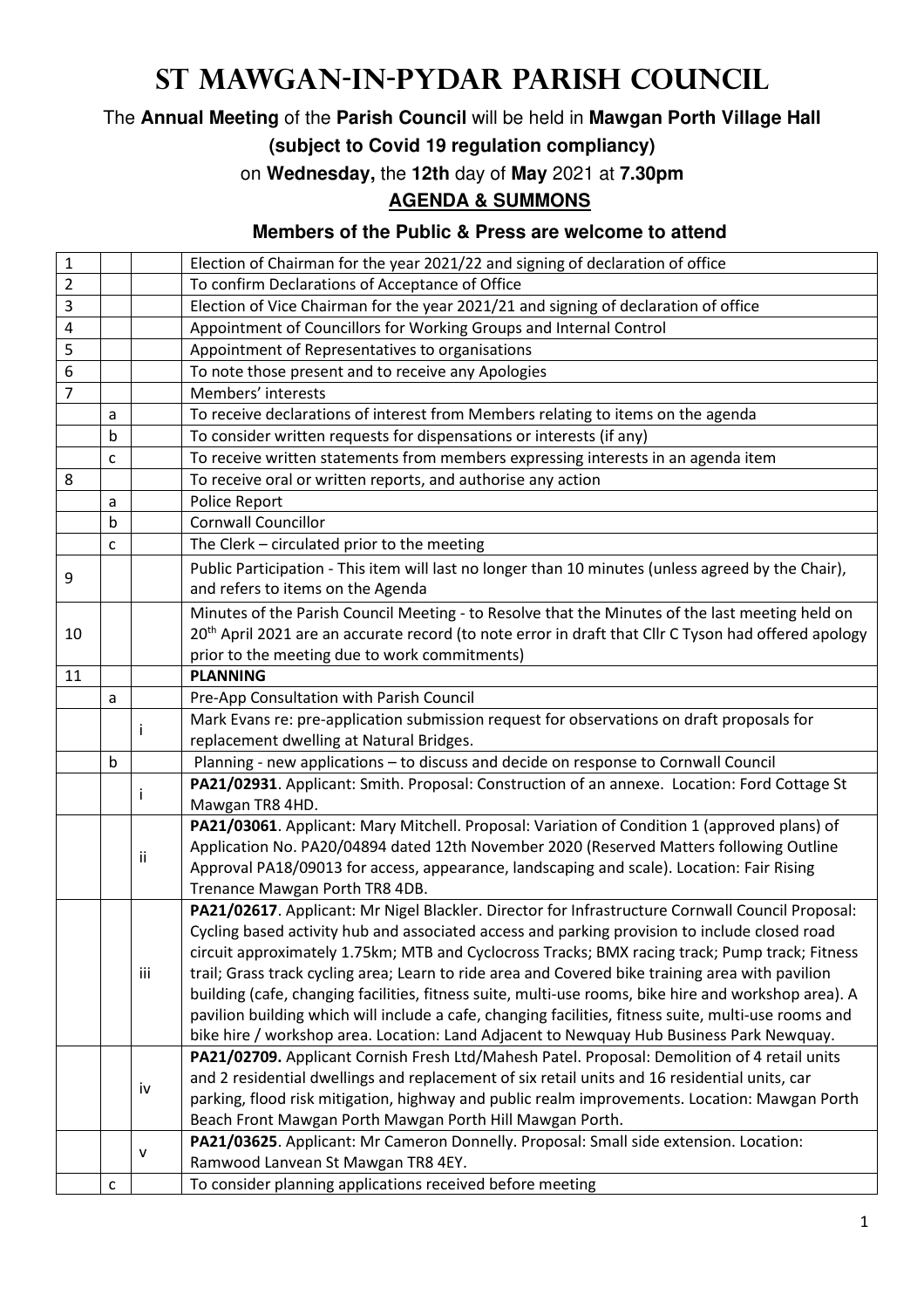# St Mawgan-in-Pydar Parish Council

The **Annual Meeting** of the **Parish Council** will be held in **Mawgan Porth Village Hall**

**(subject to Covid 19 regulation compliancy)**

on **Wednesday,** the **12th** day of **May** 2021 at **7.30pm**

**AGENDA & SUMMONS**

**Members of the Public & Press are welcome to attend**

| | | | |
|---|---|---|---|
| 1 | | | Election of Chairman for the year 2021/22 and signing of declaration of office |
| 2 | | | To confirm Declarations of Acceptance of Office |
| 3 | | | Election of Vice Chairman for the year 2021/21 and signing of declaration of office |
| 4 | | | Appointment of Councillors for Working Groups and Internal Control |
| 5 | | | Appointment of Representatives to organisations |
| 6 | | | To note those present and to receive any Apologies |
| 7 | | | Members' interests |
| | a | | To receive declarations of interest from Members relating to items on the agenda |
| | b | | To consider written requests for dispensations or interests (if any) |
| | c | | To receive written statements from members expressing interests in an agenda item |
| 8 | | | To receive oral or written reports, and authorise any action |
| | a | | Police Report |
| | b | | Cornwall Councillor |
| | c | | The Clerk – circulated prior to the meeting |
| 9 | | | Public Participation - This item will last no longer than 10 minutes (unless agreed by the Chair), and refers to items on the Agenda |
| 10 | | | Minutes of the Parish Council Meeting - to Resolve that the Minutes of the last meeting held on 20th April 2021 are an accurate record (to note error in draft that Cllr C Tyson had offered apology prior to the meeting due to work commitments) |
| 11 | | | **PLANNING** |
| | a | | Pre-App Consultation with Parish Council |
| | | i | Mark Evans re: pre-application submission request for observations on draft proposals for replacement dwelling at Natural Bridges. |
| | b | | Planning - new applications – to discuss and decide on response to Cornwall Council |
| | | i | **PA21/02931**. Applicant: Smith. Proposal: Construction of an annexe. Location: Ford Cottage St Mawgan TR8 4HD. |
| | | ii | **PA21/03061**. Applicant: Mary Mitchell. Proposal: Variation of Condition 1 (approved plans) of Application No. PA20/04894 dated 12th November 2020 (Reserved Matters following Outline Approval PA18/09013 for access, appearance, landscaping and scale). Location: Fair Rising Trenance Mawgan Porth TR8 4DB. |
| | | iii | **PA21/02617**. Applicant: Mr Nigel Blackler. Director for Infrastructure Cornwall Council Proposal: Cycling based activity hub and associated access and parking provision to include closed road circuit approximately 1.75km; MTB and Cyclocross Tracks; BMX racing track; Pump track; Fitness trail; Grass track cycling area; Learn to ride area and Covered bike training area with pavilion building (cafe, changing facilities, fitness suite, multi-use rooms, bike hire and workshop area). A pavilion building which will include a cafe, changing facilities, fitness suite, multi-use rooms and bike hire / workshop area. Location: Land Adjacent to Newquay Hub Business Park Newquay. |
| | | iv | **PA21/02709.** Applicant Cornish Fresh Ltd/Mahesh Patel. Proposal: Demolition of 4 retail units and 2 residential dwellings and replacement of six retail units and 16 residential units, car parking, flood risk mitigation, highway and public realm improvements. Location: Mawgan Porth Beach Front Mawgan Porth Mawgan Porth Hill Mawgan Porth. |
| | | v | **PA21/03625**. Applicant: Mr Cameron Donnelly. Proposal: Small side extension. Location: Ramwood Lanvean St Mawgan TR8 4EY. |
| | c | | To consider planning applications received before meeting |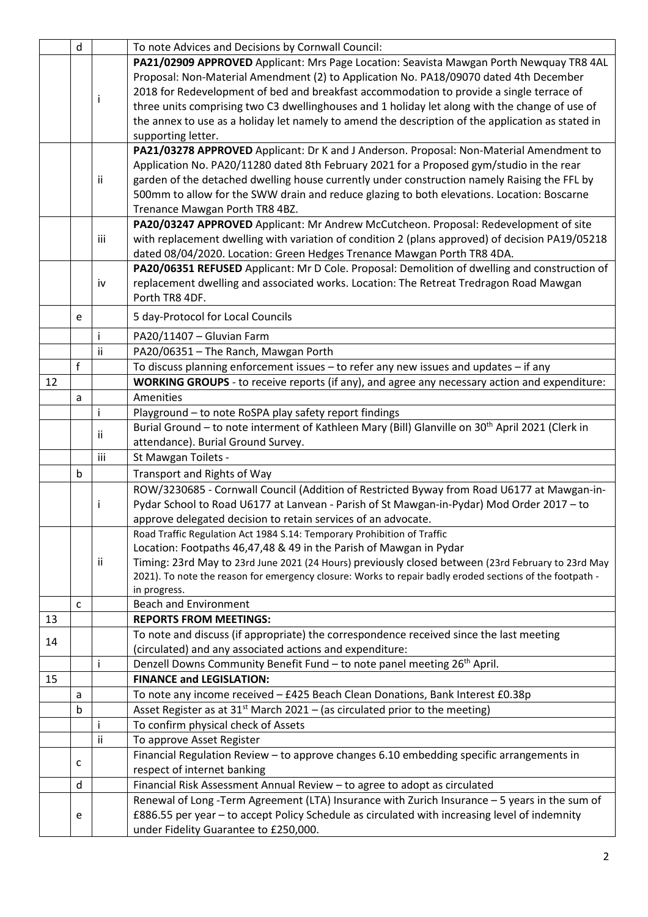|  |  |  |  |
|---|---|---|---|
|  | d |  | To note Advices and Decisions by Cornwall Council: |
|  |  | i | **PA21/02909 APPROVED** Applicant: Mrs Page Location: Seavista Mawgan Porth Newquay TR8 4AL Proposal: Non-Material Amendment (2) to Application No. PA18/09070 dated 4th December 2018 for Redevelopment of bed and breakfast accommodation to provide a single terrace of three units comprising two C3 dwellinghouses and 1 holiday let along with the change of use of the annex to use as a holiday let namely to amend the description of the application as stated in supporting letter. |
|  |  | ii | **PA21/03278 APPROVED** Applicant: Dr K and J Anderson. Proposal: Non-Material Amendment to Application No. PA20/11280 dated 8th February 2021 for a Proposed gym/studio in the rear garden of the detached dwelling house currently under construction namely Raising the FFL by 500mm to allow for the SWW drain and reduce glazing to both elevations. Location: Boscarne Trenance Mawgan Porth TR8 4BZ. |
|  |  | iii | **PA20/03247 APPROVED** Applicant: Mr Andrew McCutcheon. Proposal: Redevelopment of site with replacement dwelling with variation of condition 2 (plans approved) of decision PA19/05218 dated 08/04/2020. Location: Green Hedges Trenance Mawgan Porth TR8 4DA. |
|  |  | iv | **PA20/06351 REFUSED** Applicant: Mr D Cole. Proposal: Demolition of dwelling and construction of replacement dwelling and associated works. Location: The Retreat Tredragon Road Mawgan Porth TR8 4DF. |
|  | e |  | 5 day-Protocol for Local Councils |
|  |  | i | PA20/11407 – Gluvian Farm |
|  |  | ii | PA20/06351 – The Ranch, Mawgan Porth |
|  | f |  | To discuss planning enforcement issues – to refer any new issues and updates – if any |
| 12 |  |  | **WORKING GROUPS** - to receive reports (if any), and agree any necessary action and expenditure: |
|  | a |  | Amenities |
|  |  | i | Playground – to note RoSPA play safety report findings |
|  |  | ii | Burial Ground – to note interment of Kathleen Mary (Bill) Glanville on 30th April 2021 (Clerk in attendance). Burial Ground Survey. |
|  |  | iii | St Mawgan Toilets - |
|  | b |  | Transport and Rights of Way |
|  |  | i | ROW/3230685 - Cornwall Council (Addition of Restricted Byway from Road U6177 at Mawgan-in-Pydar School to Road U6177 at Lanvean - Parish of St Mawgan-in-Pydar) Mod Order 2017 – to approve delegated decision to retain services of an advocate. |
|  |  | ii | Road Traffic Regulation Act 1984 S.14: Temporary Prohibition of Traffic<br>Location: Footpaths 46,47,48 & 49 in the Parish of Mawgan in Pydar<br>Timing: 23rd May to 23rd June 2021 (24 Hours) previously closed between (23rd February to 23rd May 2021). To note the reason for emergency closure: Works to repair badly eroded sections of the footpath - in progress. |
|  | c |  | Beach and Environment |
| 13 |  |  | **REPORTS FROM MEETINGS:** |
| 14 |  |  | To note and discuss (if appropriate) the correspondence received since the last meeting (circulated) and any associated actions and expenditure: |
|  |  | i | Denzell Downs Community Benefit Fund – to note panel meeting 26th April. |
| 15 |  |  | **FINANCE and LEGISLATION:** |
|  | a |  | To note any income received – £425 Beach Clean Donations, Bank Interest £0.38p |
|  | b |  | Asset Register as at 31st March 2021 – (as circulated prior to the meeting) |
|  |  | i | To confirm physical check of Assets |
|  |  | ii | To approve Asset Register |
|  | c |  | Financial Regulation Review – to approve changes 6.10 embedding specific arrangements in respect of internet banking |
|  | d |  | Financial Risk Assessment Annual Review – to agree to adopt as circulated |
|  | e |  | Renewal of Long -Term Agreement (LTA) Insurance with Zurich Insurance – 5 years in the sum of £886.55 per year – to accept Policy Schedule as circulated with increasing level of indemnity under Fidelity Guarantee to £250,000. |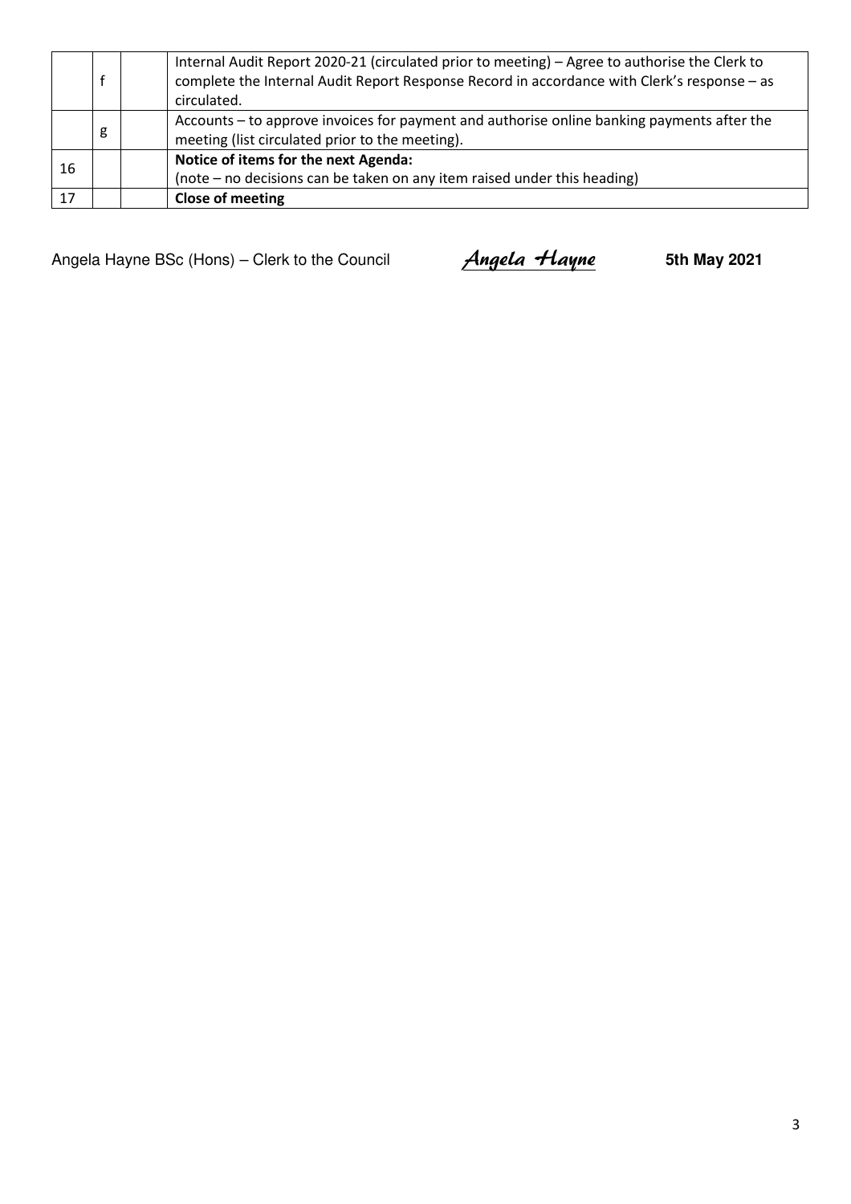| | | | |
|---|---|---|---|
| | f | | Internal Audit Report 2020-21 (circulated prior to meeting) – Agree to authorise the Clerk to complete the Internal Audit Report Response Record in accordance with Clerk's response – as circulated. |
| | g | | Accounts – to approve invoices for payment and authorise online banking payments after the meeting (list circulated prior to the meeting). |
| 16 | | | **Notice of items for the next Agenda:** (note – no decisions can be taken on any item raised under this heading) |
| 17 | | | **Close of meeting** |

Angela Hayne BSc (Hons) – Clerk to the Council *Angela Hayne* **5th May 2021**